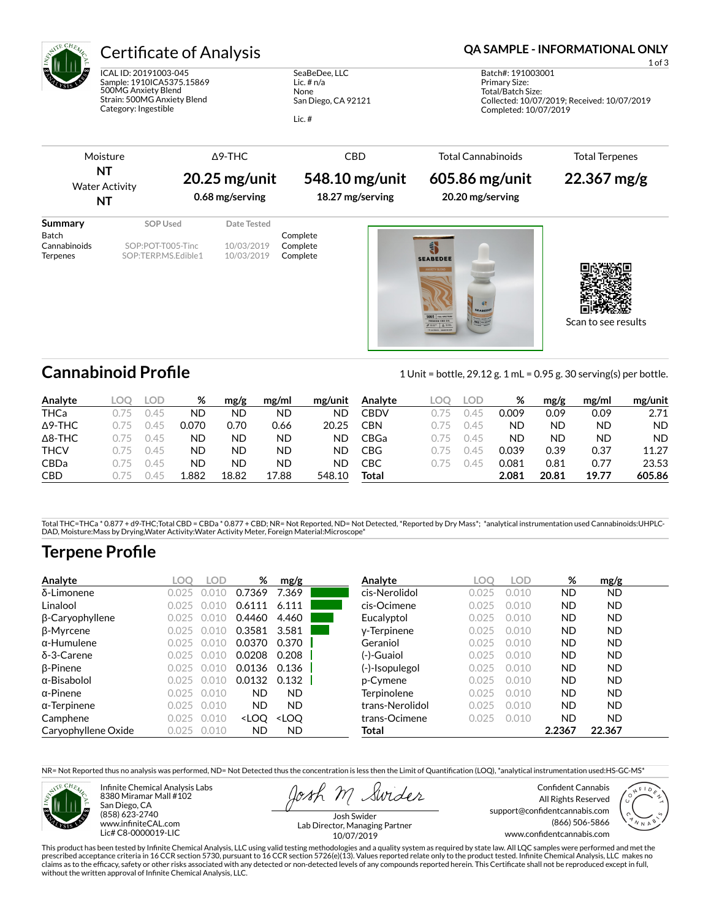# Certificate of Analysis

**QA SAMPLE - INFORMATIONAL ONLY**

ICAL ID: 20191003-045
Sample: 1910ICA5375.15869
500MG Anxiety Blend
Strain: 500MG Anxiety Blend
Category: Ingestible

SeaBeDee, LLC
Lic. # n/a
None
San Diego, CA 92121

Lic. #

Batch#: 191003001
Primary Size:
Total/Batch Size:
Collected: 10/07/2019; Received: 10/07/2019
Completed: 10/07/2019

| Moisture | Δ9-THC | CBD | Total Cannabinoids | Total Terpenes |
|---|---|---|---|---|
| NT | 20.25 mg/unit | 548.10 mg/unit | 605.86 mg/unit | 22.367 mg/g |
| Water Activity NT | 0.68 mg/serving | 18.27 mg/serving | 20.20 mg/serving | |

| Summary | SOP Used | Date Tested | |
|---|---|---|---|
| Batch | | | Complete |
| Cannabinoids | SOP:POT-T005-Tinc | 10/03/2019 | Complete |
| Terpenes | SOP:TERP.MS.Edible1 | 10/03/2019 | Complete |

Scan to see results

## Cannabinoid Profile

1 Unit = bottle, 29.12 g. 1 mL = 0.95 g. 30 serving(s) per bottle.

| Analyte | LOQ | LOD | % | mg/g | mg/ml | mg/unit |
|---|---|---|---|---|---|---|
| THCa | 0.75 | 0.45 | ND | ND | ND | ND |
| Δ9-THC | 0.75 | 0.45 | 0.070 | 0.70 | 0.66 | 20.25 |
| Δ8-THC | 0.75 | 0.45 | ND | ND | ND | ND |
| THCV | 0.75 | 0.45 | ND | ND | ND | ND |
| CBDa | 0.75 | 0.45 | ND | ND | ND | ND |
| CBD | 0.75 | 0.45 | 1.882 | 18.82 | 17.88 | 548.10 |
| CBDV | 0.75 | 0.45 | 0.009 | 0.09 | 0.09 | 2.71 |
| CBN | 0.75 | 0.45 | ND | ND | ND | ND |
| CBGa | 0.75 | 0.45 | ND | ND | ND | ND |
| CBG | 0.75 | 0.45 | 0.039 | 0.39 | 0.37 | 11.27 |
| CBC | 0.75 | 0.45 | 0.081 | 0.81 | 0.77 | 23.53 |
| **Total** | | | **2.081** | **20.81** | **19.77** | **605.86** |

Total THC=THCa * 0.877 + d9-THC;Total CBD = CBDa * 0.877 + CBD; NR= Not Reported, ND= Not Detected, *Reported by Dry Mass*; *analytical instrumentation used Cannabinoids:UHPLC-DAD, Moisture:Mass by Drying,Water Activity:Water Activity Meter, Foreign Material:Microscope*

## Terpene Profile

| Analyte | LOQ | LOD | % | mg/g |
|---|---|---|---|---|
| δ-Limonene | 0.025 | 0.010 | 0.7369 | 7.369 |
| Linalool | 0.025 | 0.010 | 0.6111 | 6.111 |
| β-Caryophyllene | 0.025 | 0.010 | 0.4460 | 4.460 |
| β-Myrcene | 0.025 | 0.010 | 0.3581 | 3.581 |
| α-Humulene | 0.025 | 0.010 | 0.0370 | 0.370 |
| δ-3-Carene | 0.025 | 0.010 | 0.0208 | 0.208 |
| β-Pinene | 0.025 | 0.010 | 0.0136 | 0.136 |
| α-Bisabolol | 0.025 | 0.010 | 0.0132 | 0.132 |
| α-Pinene | 0.025 | 0.010 | ND | ND |
| α-Terpinene | 0.025 | 0.010 | ND | ND |
| Camphene | 0.025 | 0.010 | <LOQ | <LOQ |
| Caryophyllene Oxide | 0.025 | 0.010 | ND | ND |
| cis-Nerolidol | 0.025 | 0.010 | ND | ND |
| cis-Ocimene | 0.025 | 0.010 | ND | ND |
| Eucalyptol | 0.025 | 0.010 | ND | ND |
| γ-Terpinene | 0.025 | 0.010 | ND | ND |
| Geraniol | 0.025 | 0.010 | ND | ND |
| (-)-Guaiol | 0.025 | 0.010 | ND | ND |
| (-)-Isopulegol | 0.025 | 0.010 | ND | ND |
| p-Cymene | 0.025 | 0.010 | ND | ND |
| Terpinolene | 0.025 | 0.010 | ND | ND |
| trans-Nerolidol | 0.025 | 0.010 | ND | ND |
| trans-Ocimene | 0.025 | 0.010 | ND | ND |
| **Total** | | | **2.2367** | **22.367** |

NR= Not Reported thus no analysis was performed, ND= Not Detected thus the concentration is less then the Limit of Quantification (LOQ), *analytical instrumentation used:HS-GC-MS*

Infinite Chemical Analysis Labs
8380 Miramar Mall #102
San Diego, CA
(858) 623-2740
www.infiniteCAL.com
Lic# C8-0000019-LIC

Josh Swider
Lab Director, Managing Partner
10/07/2019

Confident Cannabis
All Rights Reserved
support@confidentcannabis.com
(866) 506-5866
www.confidentcannabis.com

This product has been tested by Infinite Chemical Analysis, LLC using valid testing methodologies and a quality system as required by state law. All LQC samples were performed and met the prescribed acceptance criteria in 16 CCR section 5730, pursuant to 16 CCR section 5726(e)(13). Values reported relate only to the product tested. Infinite Chemical Analysis, LLC makes no claims as to the efficacy, safety or other risks associated with any detected or non-detected levels of any compounds reported herein. This Certificate shall not be reproduced except in full, without the written approval of Infinite Chemical Analysis, LLC.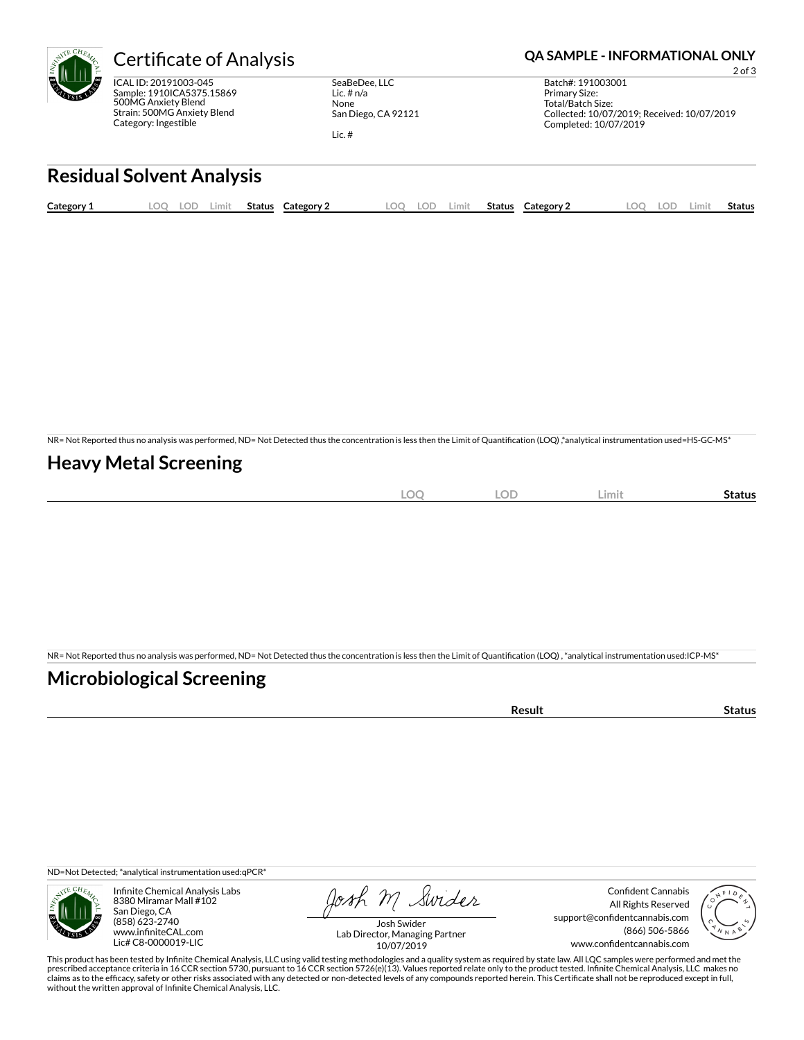# Certificate of Analysis

**QA SAMPLE - INFORMATIONAL ONLY**

ICAL ID: 20191003-045
Sample: 1910ICA5375.15869
500MG Anxiety Blend
Strain: 500MG Anxiety Blend
Category: Ingestible

SeaBeDee, LLC
Lic. # n/a
None
San Diego, CA 92121

Lic. #

Batch#: 191003001
Primary Size:
Total/Batch Size:
Collected: 10/07/2019; Received: 10/07/2019
Completed: 10/07/2019

## Residual Solvent Analysis

| Category 1 | LOQ | LOD | Limit | Status | Category 2 | LOQ | LOD | Limit | Status | Category 2 | LOQ | LOD | Limit | Status |
|---|---|---|---|---|---|---|---|---|---|---|---|---|---|---|

NR= Not Reported thus no analysis was performed, ND= Not Detected thus the concentration is less then the Limit of Quantification (LOQ) ,*analytical instrumentation used=HS-GC-MS*

## Heavy Metal Screening

| | LOQ | LOD | Limit | Status |
|---|---|---|---|---|

NR= Not Reported thus no analysis was performed, ND= Not Detected thus the concentration is less then the Limit of Quantification (LOQ) , *analytical instrumentation used:ICP-MS*

## Microbiological Screening

| | Result | Status |
|---|---|---|

ND=Not Detected; *analytical instrumentation used:qPCR*

Infinite Chemical Analysis Labs
8380 Miramar Mall #102
San Diego, CA
(858) 623-2740
www.infiniteCAL.com
Lic# C8-0000019-LIC

Josh Swider
Lab Director, Managing Partner
10/07/2019

Confident Cannabis
All Rights Reserved
support@confidentcannabis.com
(866) 506-5866
www.confidentcannabis.com

This product has been tested by Infinite Chemical Analysis, LLC using valid testing methodologies and a quality system as required by state law. All LQC samples were performed and met the prescribed acceptance criteria in 16 CCR section 5730, pursuant to 16 CCR section 5726(e)(13). Values reported relate only to the product tested. Infinite Chemical Analysis, LLC makes no claims as to the efficacy, safety or other risks associated with any detected or non-detected levels of any compounds reported herein. This Certificate shall not be reproduced except in full, without the written approval of Infinite Chemical Analysis, LLC.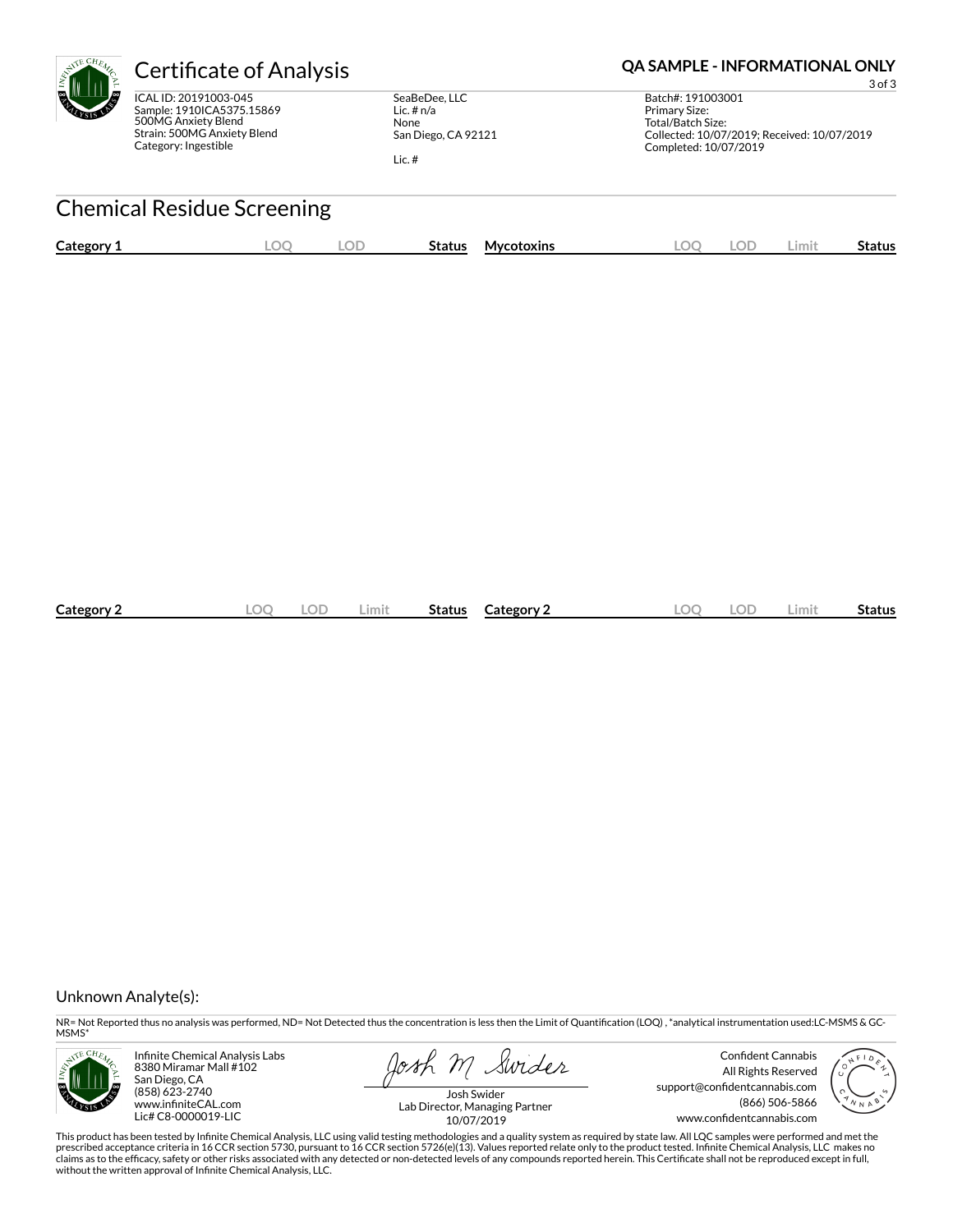# Certificate of Analysis

**QA SAMPLE - INFORMATIONAL ONLY**

ICAL ID: 20191003-045
Sample: 1910ICA5375.15869
500MG Anxiety Blend
Strain: 500MG Anxiety Blend
Category: Ingestible

SeaBeDee, LLC
Lic. # n/a
None
San Diego, CA 92121

Lic. #

Batch#: 191003001
Primary Size:
Total/Batch Size:
Collected: 10/07/2019; Received: 10/07/2019
Completed: 10/07/2019

## Chemical Residue Screening

| Category 1 | LOQ | LOD | Status |
|---|---|---|---|

| Mycotoxins | LOQ | LOD | Limit | Status |
|---|---|---|---|---|

| Category 2 | LOQ | LOD | Limit | Status |
|---|---|---|---|---|

| Category 2 | LOQ | LOD | Limit | Status |
|---|---|---|---|---|

Unknown Analyte(s):

NR= Not Reported thus no analysis was performed, ND= Not Detected thus the concentration is less then the Limit of Quantification (LOQ) , *analytical instrumentation used:LC-MSMS & GC-MSMS*

Infinite Chemical Analysis Labs
8380 Miramar Mall #102
San Diego, CA
(858) 623-2740
www.infiniteCAL.com
Lic# C8-0000019-LIC

Josh Swider
Lab Director, Managing Partner
10/07/2019

Confident Cannabis
All Rights Reserved
support@confidentcannabis.com
(866) 506-5866
www.confidentcannabis.com

This product has been tested by Infinite Chemical Analysis, LLC using valid testing methodologies and a quality system as required by state law. All LQC samples were performed and met the prescribed acceptance criteria in 16 CCR section 5730, pursuant to 16 CCR section 5726(e)(13). Values reported relate only to the product tested. Infinite Chemical Analysis, LLC makes no claims as to the efficacy, safety or other risks associated with any detected or non-detected levels of any compounds reported herein. This Certificate shall not be reproduced except in full, without the written approval of Infinite Chemical Analysis, LLC.